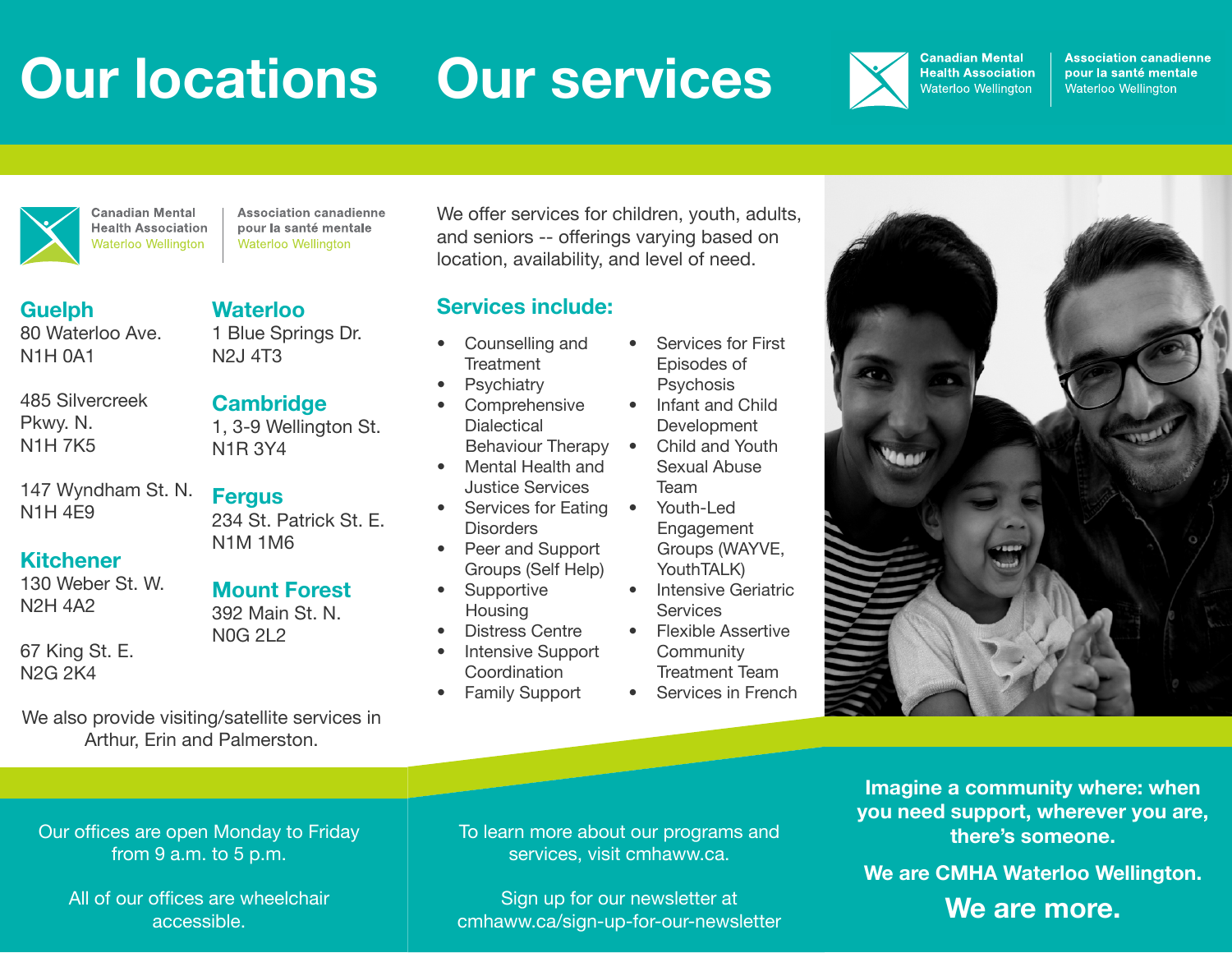# Our locations

Canadian Mental Health Association Waterloo Wellington | Association canadienne pour la santé mentale Waterloo Wellington

### Guelph

80 Waterloo Ave.
N1H 0A1

485 Silvercreek Pkwy. N.
N1H 7K5

147 Wyndham St. N.
N1H 4E9

### Kitchener

130 Weber St. W.
N2H 4A2

67 King St. E.
N2G 2K4

### Waterloo

1 Blue Springs Dr.
N2J 4T3

### Cambridge

1, 3-9 Wellington St.
N1R 3Y4

### Fergus

234 St. Patrick St. E.
N1M 1M6

### Mount Forest

392 Main St. N.
N0G 2L2

We also provide visiting/satellite services in Arthur, Erin and Palmerston.

Our offices are open Monday to Friday from 9 a.m. to 5 p.m.

All of our offices are wheelchair accessible.

# Our services

Canadian Mental Health Association Waterloo Wellington | Association canadienne pour la santé mentale Waterloo Wellington

We offer services for children, youth, adults, and seniors -- offerings varying based on location, availability, and level of need.

## Services include:

- Counselling and Treatment
- Psychiatry
- Comprehensive Dialectical Behaviour Therapy
- Mental Health and Justice Services
- Services for Eating Disorders
- Peer and Support Groups (Self Help)
- Supportive Housing
- Distress Centre
- Intensive Support Coordination
- Family Support
- Services for First Episodes of Psychosis
- Infant and Child Development
- Child and Youth Sexual Abuse Team
- Youth-Led Engagement Groups (WAYVE, YouthTALK)
- Intensive Geriatric Services
- Flexible Assertive Community Treatment Team
- Services in French

To learn more about our programs and services, visit cmhaww.ca.

Sign up for our newsletter at cmhaww.ca/sign-up-for-our-newsletter

**Imagine a community where: when you need support, wherever you are, there's someone.**

**We are CMHA Waterloo Wellington.**

**We are more.**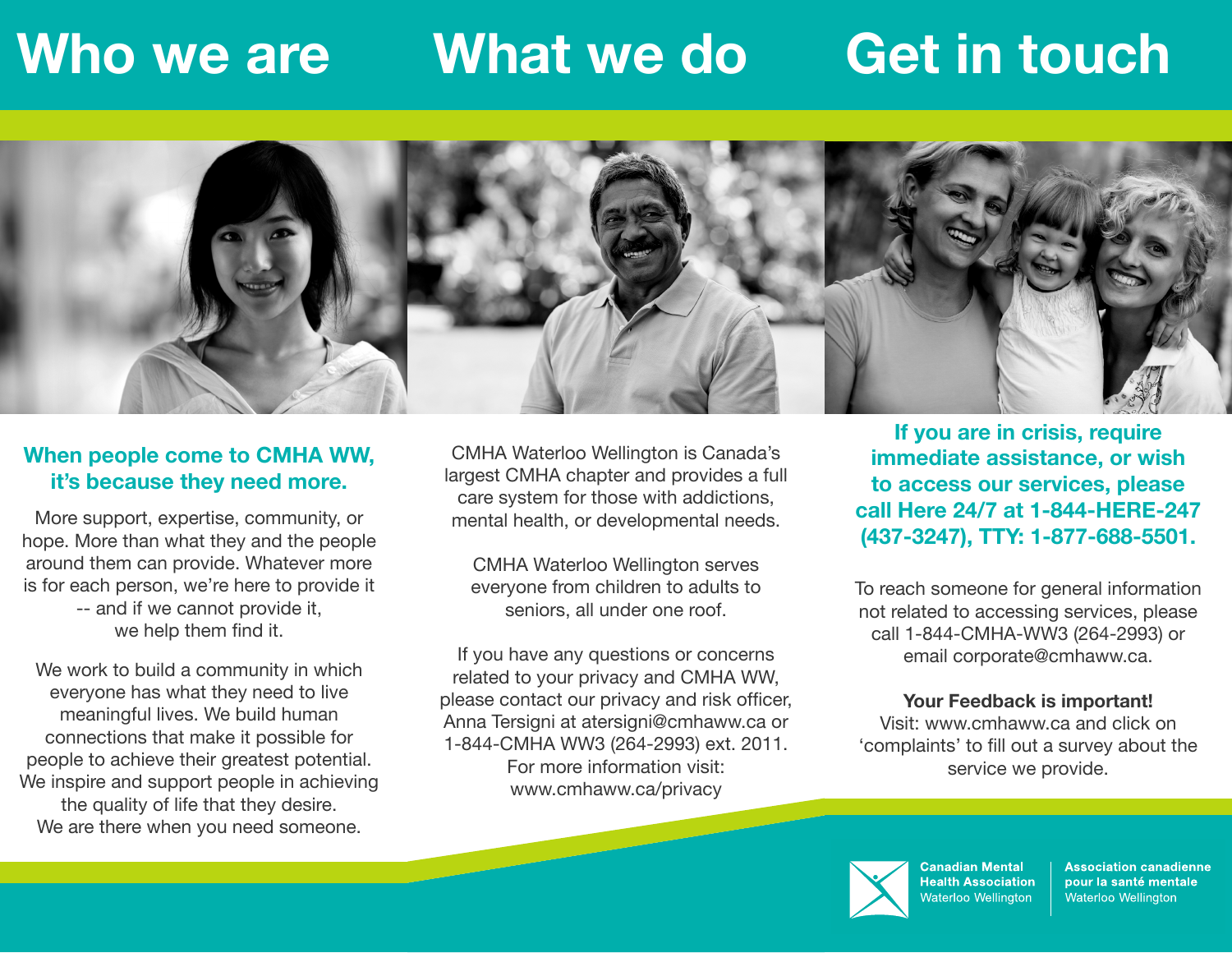# Who we are

**When people come to CMHA WW, it's because they need more.**

More support, expertise, community, or hope. More than what they and the people around them can provide. Whatever more is for each person, we're here to provide it -- and if we cannot provide it, we help them find it.

We work to build a community in which everyone has what they need to live meaningful lives. We build human connections that make it possible for people to achieve their greatest potential. We inspire and support people in achieving the quality of life that they desire. We are there when you need someone.

# What we do

CMHA Waterloo Wellington is Canada's largest CMHA chapter and provides a full care system for those with addictions, mental health, or developmental needs.

CMHA Waterloo Wellington serves everyone from children to adults to seniors, all under one roof.

If you have any questions or concerns related to your privacy and CMHA WW, please contact our privacy and risk officer, Anna Tersigni at atersigni@cmhaww.ca or 1-844-CMHA WW3 (264-2993) ext. 2011. For more information visit: www.cmhaww.ca/privacy

# Get in touch

**If you are in crisis, require immediate assistance, or wish to access our services, please call Here 24/7 at 1-844-HERE-247 (437-3247), TTY: 1-877-688-5501.**

To reach someone for general information not related to accessing services, please call 1-844-CMHA-WW3 (264-2993) or email corporate@cmhaww.ca.

**Your Feedback is important!**
Visit: www.cmhaww.ca and click on 'complaints' to fill out a survey about the service we provide.

**Canadian Mental Health Association**
Waterloo Wellington

**Association canadienne pour la santé mentale**
Waterloo Wellington